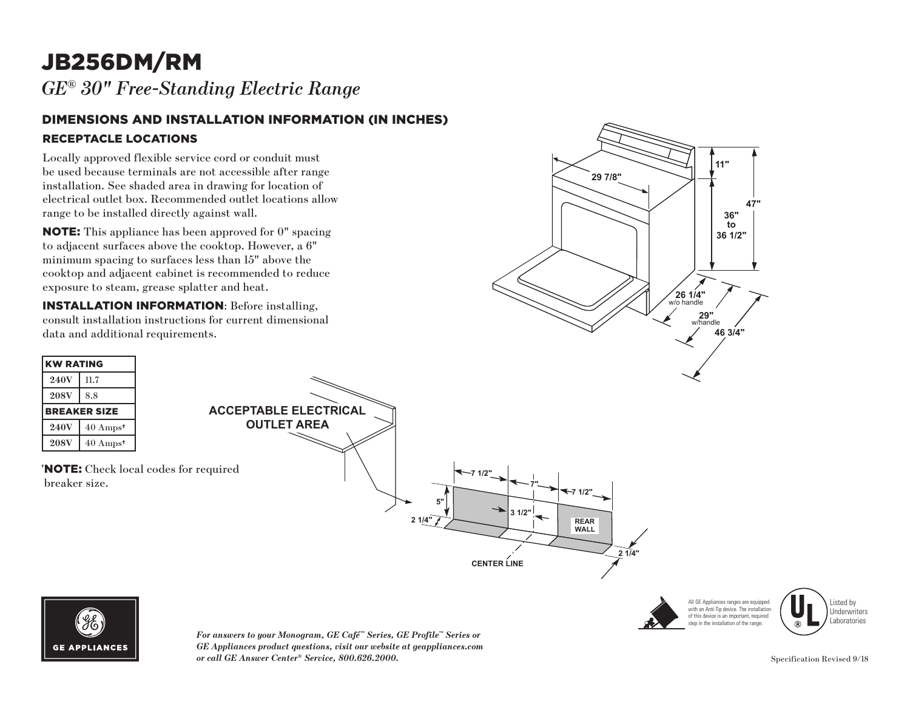# JB256DM/RM

*GE® 30" Free-Standing Electric Range*

## DIMENSIONS AND INSTALLATION INFORMATION (IN INCHES)

### RECEPTACLE LOCATIONS

Locally approved flexible service cord or conduit must be used because terminals are not accessible after range installation. See shaded area in drawing for location of electrical outlet box. Recommended outlet locations allow range to be installed directly against wall.

**NOTE:** This appliance has been approved for 0" spacing to adjacent surfaces above the cooktop. However, a 6" minimum spacing to surfaces less than 15" above the cooktop and adjacent cabinet is recommended to reduce exposure to steam, grease splatter and heat.

**INSTALLATION INFORMATION**: Before installing, consult installation instructions for current dimensional data and additional requirements.

| KW RATING | |
|---|---|
| **240V** | 11.7 |
| **208V** | 8.8 |
| **BREAKER SIZE** | |
| **240V** | 40 Amps† |
| **208V** | 40 Amps† |

†**NOTE:** Check local codes for required breaker size.

29 7/8"

11"

47"

36" to 36 1/2"

26 1/4" w/o handle

29" w/handle

46 3/4"

ACCEPTABLE ELECTRICAL OUTLET AREA

7 1/2"

7"

7 1/2"

5"

3 1/2"

2 1/4"

REAR WALL

2 1/4"

CENTER LINE

GE APPLIANCES

*For answers to your Monogram, GE Café™ Series, GE Profile™ Series or GE Appliances product questions, visit our website at geappliances.com or call GE Answer Center® Service, 800.626.2000.*

All GE Appliances ranges are equipped with an Anti-Tip device. The installation of this device is an important, required step in the installation of the range.

Listed by Underwriters Laboratories

Specification Revised 9/18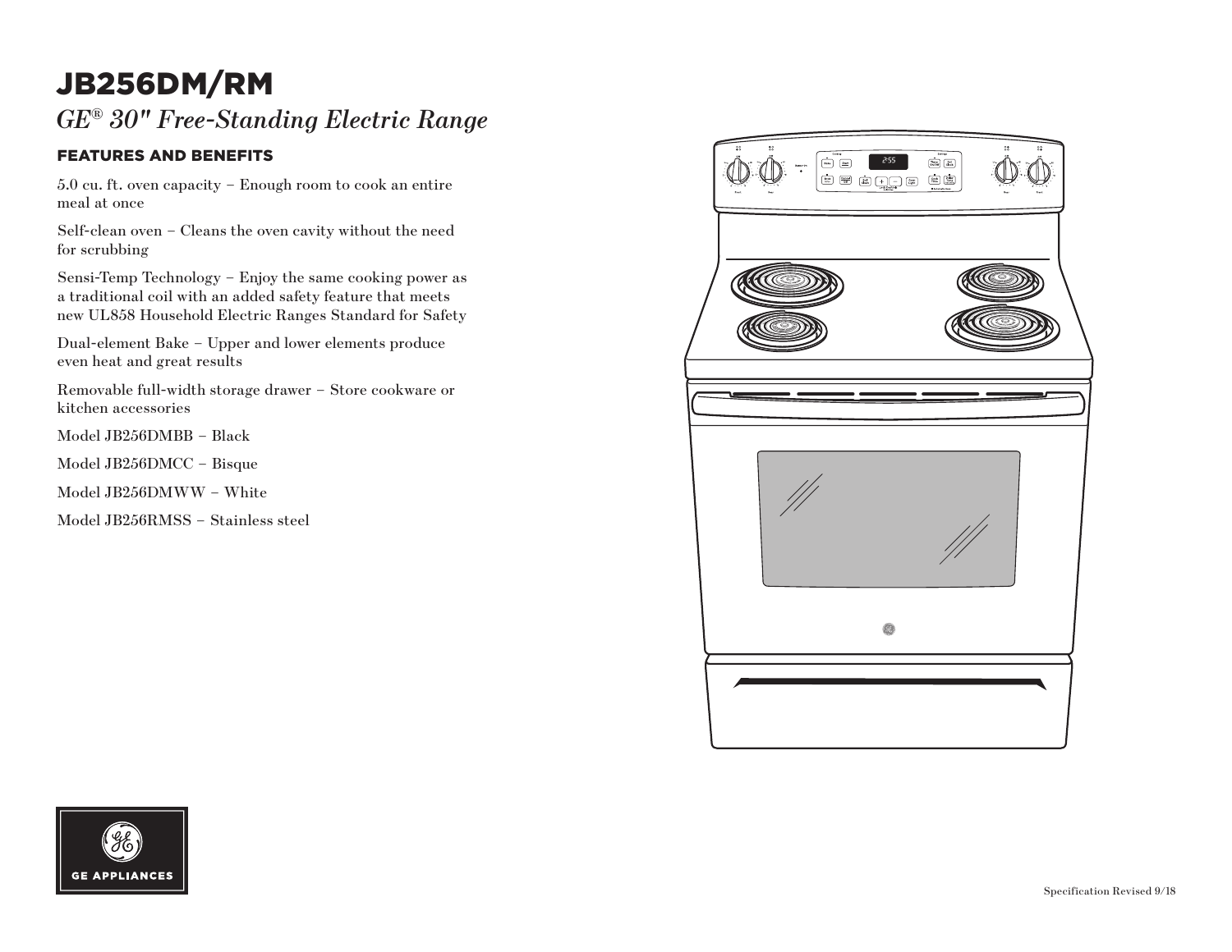# JB256DM/RM

## *GE® 30" Free-Standing Electric Range*

### FEATURES AND BENEFITS

5.0 cu. ft. oven capacity – Enough room to cook an entire meal at once

Self-clean oven – Cleans the oven cavity without the need for scrubbing

Sensi-Temp Technology – Enjoy the same cooking power as a traditional coil with an added safety feature that meets new UL858 Household Electric Ranges Standard for Safety

Dual-element Bake – Upper and lower elements produce even heat and great results

Removable full-width storage drawer – Store cookware or kitchen accessories

Model JB256DMBB – Black

Model JB256DMCC – Bisque

Model JB256DMWW – White

Model JB256RMSS – Stainless steel

GE APPLIANCES

Specification Revised 9/18